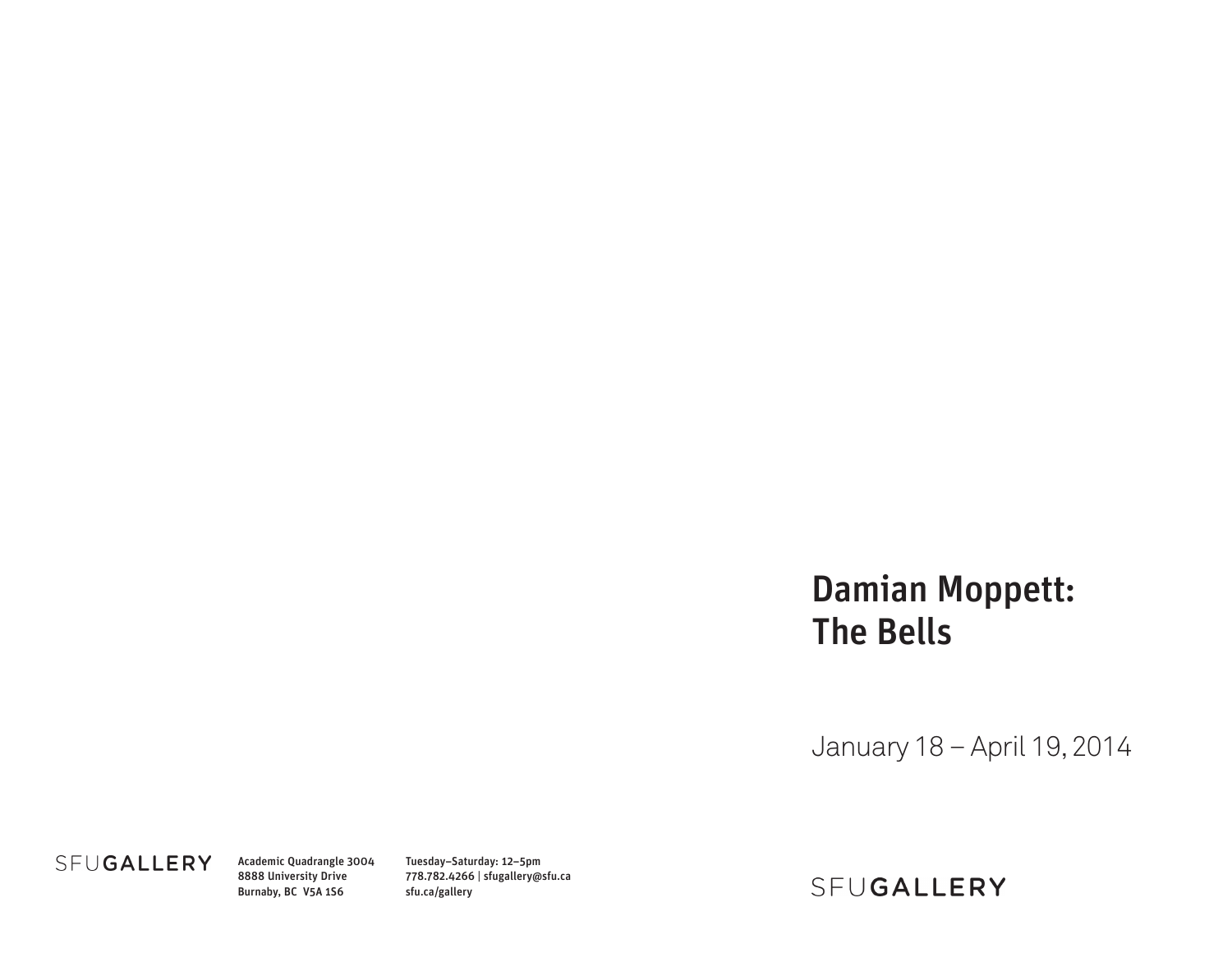# Damian Moppett: The Bells

January 18 – April 19, 2014

SFUGALLERY

SFUGALLERY

Academic Quadrangle 3004
8888 University Drive
Burnaby, BC V5A 1S6

Tuesday–Saturday: 12–5pm
778.782.4266 | sfugallery@sfu.ca
sfu.ca/gallery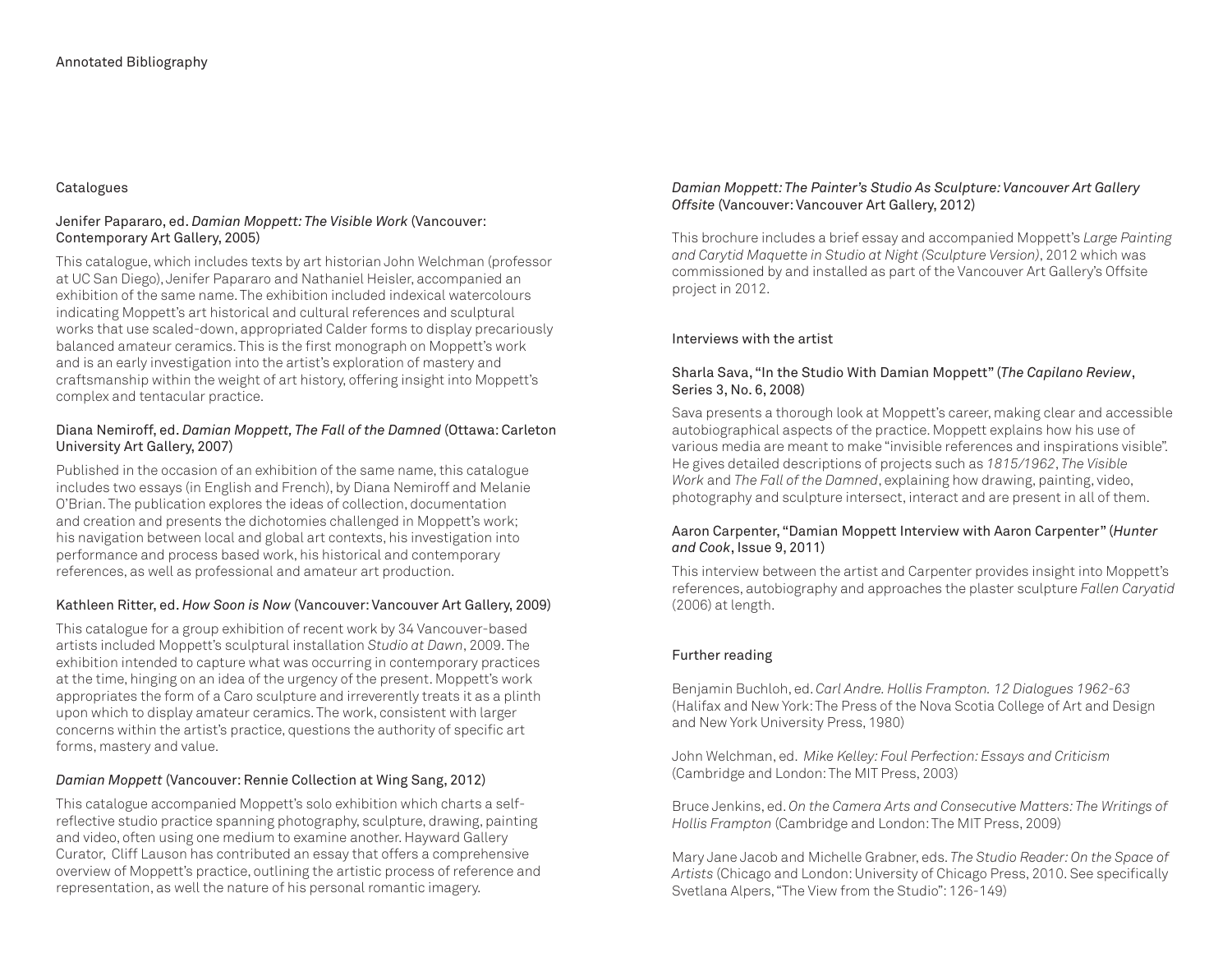# Annotated Bibliography

## Catalogues

Jenifer Papararo, ed. *Damian Moppett: The Visible Work* (Vancouver: Contemporary Art Gallery, 2005)

This catalogue, which includes texts by art historian John Welchman (professor at UC San Diego), Jenifer Papararo and Nathaniel Heisler, accompanied an exhibition of the same name. The exhibition included indexical watercolours indicating Moppett's art historical and cultural references and sculptural works that use scaled-down, appropriated Calder forms to display precariously balanced amateur ceramics. This is the first monograph on Moppett's work and is an early investigation into the artist's exploration of mastery and craftsmanship within the weight of art history, offering insight into Moppett's complex and tentacular practice.

Diana Nemiroff, ed. *Damian Moppett, The Fall of the Damned* (Ottawa: Carleton University Art Gallery, 2007)

Published in the occasion of an exhibition of the same name, this catalogue includes two essays (in English and French), by Diana Nemiroff and Melanie O'Brian. The publication explores the ideas of collection, documentation and creation and presents the dichotomies challenged in Moppett's work; his navigation between local and global art contexts, his investigation into performance and process based work, his historical and contemporary references, as well as professional and amateur art production.

Kathleen Ritter, ed. *How Soon is Now* (Vancouver: Vancouver Art Gallery, 2009)

This catalogue for a group exhibition of recent work by 34 Vancouver-based artists included Moppett's sculptural installation *Studio at Dawn*, 2009. The exhibition intended to capture what was occurring in contemporary practices at the time, hinging on an idea of the urgency of the present. Moppett's work appropriates the form of a Caro sculpture and irreverently treats it as a plinth upon which to display amateur ceramics. The work, consistent with larger concerns within the artist's practice, questions the authority of specific art forms, mastery and value.

*Damian Moppett* (Vancouver: Rennie Collection at Wing Sang, 2012)

This catalogue accompanied Moppett's solo exhibition which charts a self-reflective studio practice spanning photography, sculpture, drawing, painting and video, often using one medium to examine another. Hayward Gallery Curator, Cliff Lauson has contributed an essay that offers a comprehensive overview of Moppett's practice, outlining the artistic process of reference and representation, as well the nature of his personal romantic imagery.

*Damian Moppett: The Painter's Studio As Sculpture: Vancouver Art Gallery Offsite* (Vancouver: Vancouver Art Gallery, 2012)

This brochure includes a brief essay and accompanied Moppett's *Large Painting and Carytid Maquette in Studio at Night (Sculpture Version)*, 2012 which was commissioned by and installed as part of the Vancouver Art Gallery's Offsite project in 2012.

## Interviews with the artist

Sharla Sava, "In the Studio With Damian Moppett" (*The Capilano Review*, Series 3, No. 6, 2008)

Sava presents a thorough look at Moppett's career, making clear and accessible autobiographical aspects of the practice. Moppett explains how his use of various media are meant to make "invisible references and inspirations visible". He gives detailed descriptions of projects such as *1815/1962*, *The Visible Work* and *The Fall of the Damned*, explaining how drawing, painting, video, photography and sculpture intersect, interact and are present in all of them.

Aaron Carpenter, "Damian Moppett Interview with Aaron Carpenter" (*Hunter and Cook*, Issue 9, 2011)

This interview between the artist and Carpenter provides insight into Moppett's references, autobiography and approaches the plaster sculpture *Fallen Caryatid* (2006) at length.

## Further reading

Benjamin Buchloh, ed. *Carl Andre. Hollis Frampton. 12 Dialogues 1962-63* (Halifax and New York: The Press of the Nova Scotia College of Art and Design and New York University Press, 1980)

John Welchman, ed. *Mike Kelley: Foul Perfection: Essays and Criticism* (Cambridge and London: The MIT Press, 2003)

Bruce Jenkins, ed. *On the Camera Arts and Consecutive Matters: The Writings of Hollis Frampton* (Cambridge and London: The MIT Press, 2009)

Mary Jane Jacob and Michelle Grabner, eds. *The Studio Reader: On the Space of Artists* (Chicago and London: University of Chicago Press, 2010. See specifically Svetlana Alpers, "The View from the Studio": 126-149)